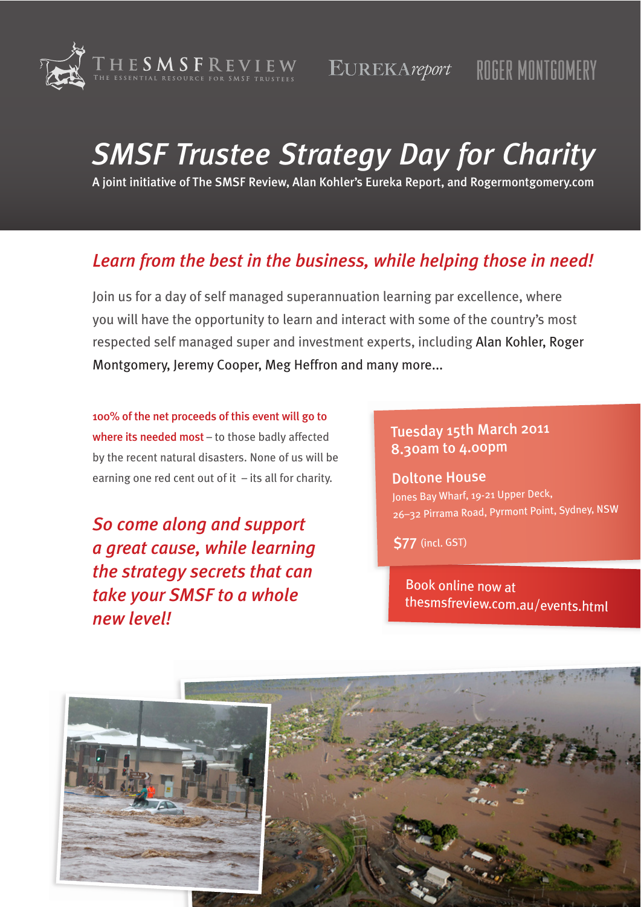THE SMSF REVIEW — THE ESSENTIAL RESOURCE FOR SMSF TRUSTEES

EUREKAreport

ROGER MONTGOMERY

# SMSF Trustee Strategy Day for Charity

A joint initiative of The SMSF Review, Alan Kohler's Eureka Report, and Rogermontgomery.com

## *Learn from the best in the business, while helping those in need!*

Join us for a day of self managed superannuation learning par excellence, where you will have the opportunity to learn and interact with some of the country's most respected self managed super and investment experts, including Alan Kohler, Roger Montgomery, Jeremy Cooper, Meg Heffron and many more...

**100% of the net proceeds of this event will go to where its needed most** – to those badly affected by the recent natural disasters. None of us will be earning one red cent out of it – its all for charity.

*So come along and support a great cause, while learning the strategy secrets that can take your SMSF to a whole new level!*

**Tuesday 15th March 2011**
**8.30am to 4.00pm**

**Doltone House**
Jones Bay Wharf, 19-21 Upper Deck,
26–32 Pirrama Road, Pyrmont Point, Sydney, NSW

**$77** (incl. GST)

Book online now at
thesmsfreview.com.au/events.html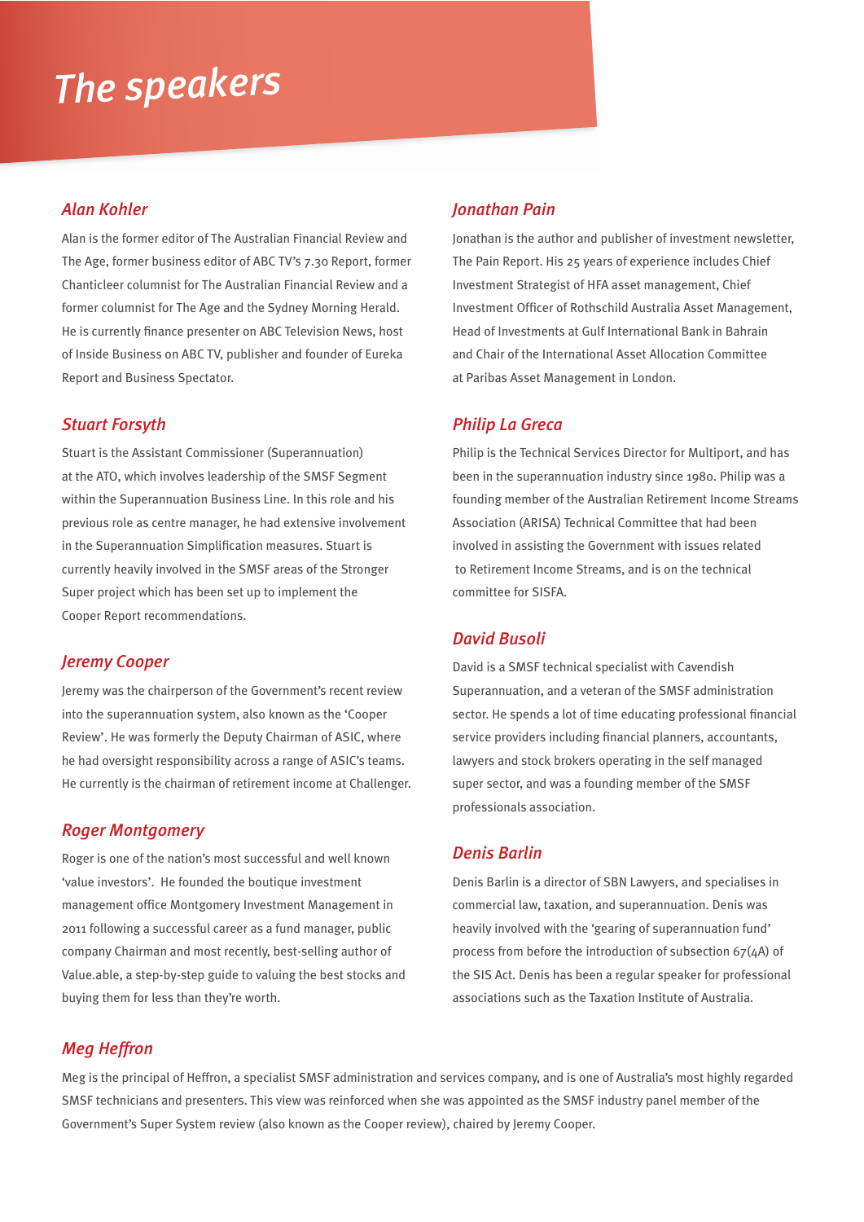# The speakers

## *Alan Kohler*

Alan is the former editor of The Australian Financial Review and The Age, former business editor of ABC TV's 7.30 Report, former Chanticleer columnist for The Australian Financial Review and a former columnist for The Age and the Sydney Morning Herald. He is currently finance presenter on ABC Television News, host of Inside Business on ABC TV, publisher and founder of Eureka Report and Business Spectator.

## *Stuart Forsyth*

Stuart is the Assistant Commissioner (Superannuation) at the ATO, which involves leadership of the SMSF Segment within the Superannuation Business Line. In this role and his previous role as centre manager, he had extensive involvement in the Superannuation Simplification measures. Stuart is currently heavily involved in the SMSF areas of the Stronger Super project which has been set up to implement the Cooper Report recommendations.

## *Jeremy Cooper*

Jeremy was the chairperson of the Government's recent review into the superannuation system, also known as the 'Cooper Review'. He was formerly the Deputy Chairman of ASIC, where he had oversight responsibility across a range of ASIC's teams. He currently is the chairman of retirement income at Challenger.

## *Roger Montgomery*

Roger is one of the nation's most successful and well known 'value investors'. He founded the boutique investment management office Montgomery Investment Management in 2011 following a successful career as a fund manager, public company Chairman and most recently, best-selling author of Value.able, a step-by-step guide to valuing the best stocks and buying them for less than they're worth.

## *Jonathan Pain*

Jonathan is the author and publisher of investment newsletter, The Pain Report. His 25 years of experience includes Chief Investment Strategist of HFA asset management, Chief Investment Officer of Rothschild Australia Asset Management, Head of Investments at Gulf International Bank in Bahrain and Chair of the International Asset Allocation Committee at Paribas Asset Management in London.

## *Philip La Greca*

Philip is the Technical Services Director for Multiport, and has been in the superannuation industry since 1980. Philip was a founding member of the Australian Retirement Income Streams Association (ARISA) Technical Committee that had been involved in assisting the Government with issues related to Retirement Income Streams, and is on the technical committee for SISFA.

## *David Busoli*

David is a SMSF technical specialist with Cavendish Superannuation, and a veteran of the SMSF administration sector. He spends a lot of time educating professional financial service providers including financial planners, accountants, lawyers and stock brokers operating in the self managed super sector, and was a founding member of the SMSF professionals association.

## *Denis Barlin*

Denis Barlin is a director of SBN Lawyers, and specialises in commercial law, taxation, and superannuation. Denis was heavily involved with the 'gearing of superannuation fund' process from before the introduction of subsection 67(4A) of the SIS Act. Denis has been a regular speaker for professional associations such as the Taxation Institute of Australia.

## *Meg Heffron*

Meg is the principal of Heffron, a specialist SMSF administration and services company, and is one of Australia's most highly regarded SMSF technicians and presenters. This view was reinforced when she was appointed as the SMSF industry panel member of the Government's Super System review (also known as the Cooper review), chaired by Jeremy Cooper.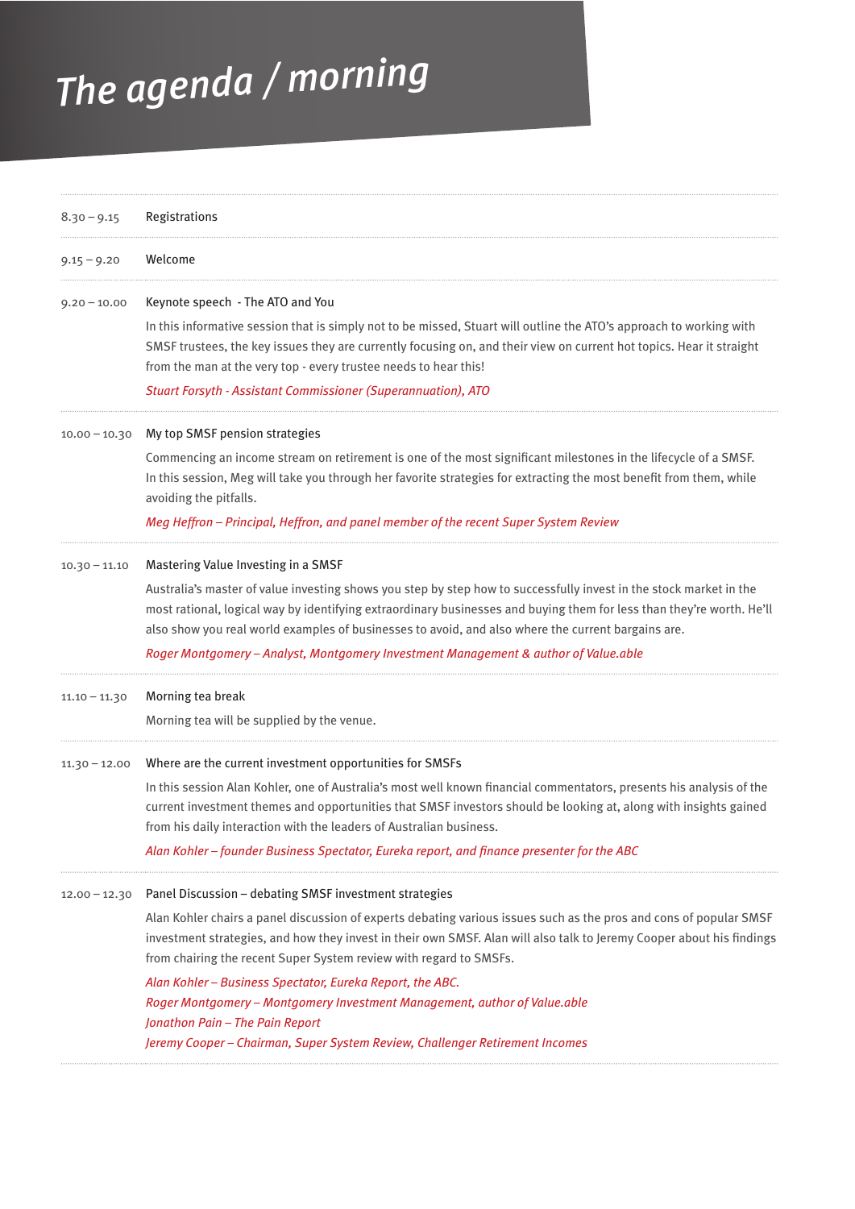# The agenda / morning

| | |
|---|---|
| 8.30 – 9.15 | Registrations |
| 9.15 – 9.20 | Welcome |
| 9.20 – 10.00 | Keynote speech - The ATO and You<br><br>In this informative session that is simply not to be missed, Stuart will outline the ATO's approach to working with SMSF trustees, the key issues they are currently focusing on, and their view on current hot topics. Hear it straight from the man at the very top - every trustee needs to hear this!<br><br>*Stuart Forsyth - Assistant Commissioner (Superannuation), ATO* |
| 10.00 – 10.30 | My top SMSF pension strategies<br><br>Commencing an income stream on retirement is one of the most significant milestones in the lifecycle of a SMSF. In this session, Meg will take you through her favorite strategies for extracting the most benefit from them, while avoiding the pitfalls.<br><br>*Meg Heffron – Principal, Heffron, and panel member of the recent Super System Review* |
| 10.30 – 11.10 | Mastering Value Investing in a SMSF<br><br>Australia's master of value investing shows you step by step how to successfully invest in the stock market in the most rational, logical way by identifying extraordinary businesses and buying them for less than they're worth. He'll also show you real world examples of businesses to avoid, and also where the current bargains are.<br><br>*Roger Montgomery – Analyst, Montgomery Investment Management & author of Value.able* |
| 11.10 – 11.30 | Morning tea break<br><br>Morning tea will be supplied by the venue. |
| 11.30 – 12.00 | Where are the current investment opportunities for SMSFs<br><br>In this session Alan Kohler, one of Australia's most well known financial commentators, presents his analysis of the current investment themes and opportunities that SMSF investors should be looking at, along with insights gained from his daily interaction with the leaders of Australian business.<br><br>*Alan Kohler – founder Business Spectator, Eureka report, and finance presenter for the ABC* |
| 12.00 – 12.30 | Panel Discussion – debating SMSF investment strategies<br><br>Alan Kohler chairs a panel discussion of experts debating various issues such as the pros and cons of popular SMSF investment strategies, and how they invest in their own SMSF. Alan will also talk to Jeremy Cooper about his findings from chairing the recent Super System review with regard to SMSFs.<br><br>*Alan Kohler – Business Spectator, Eureka Report, the ABC.*<br>*Roger Montgomery – Montgomery Investment Management, author of Value.able*<br>*Jonathon Pain – The Pain Report*<br>*Jeremy Cooper – Chairman, Super System Review, Challenger Retirement Incomes* |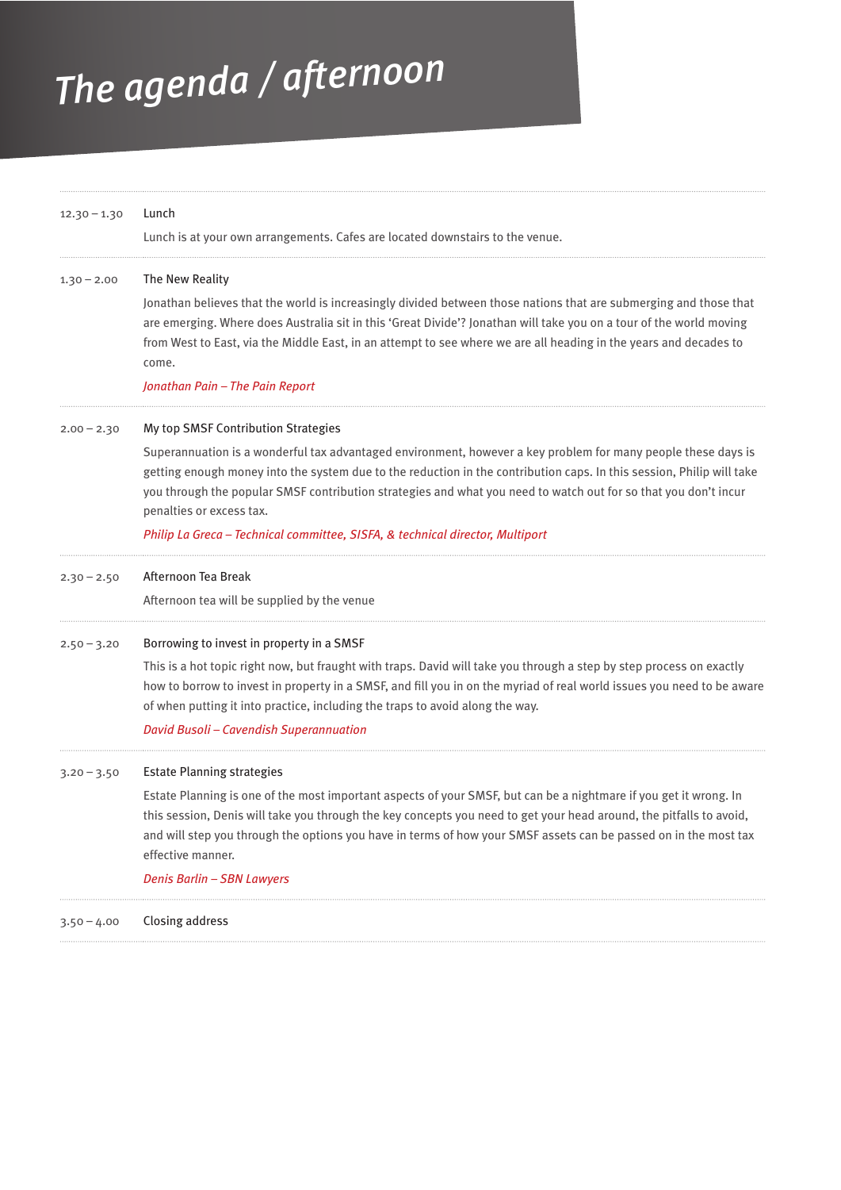# The agenda / afternoon

**12.30 – 1.30** Lunch

Lunch is at your own arrangements. Cafes are located downstairs to the venue.

---

**1.30 – 2.00** The New Reality

Jonathan believes that the world is increasingly divided between those nations that are submerging and those that are emerging. Where does Australia sit in this 'Great Divide'? Jonathan will take you on a tour of the world moving from West to East, via the Middle East, in an attempt to see where we are all heading in the years and decades to come.

*Jonathan Pain – The Pain Report*

---

**2.00 – 2.30** My top SMSF Contribution Strategies

Superannuation is a wonderful tax advantaged environment, however a key problem for many people these days is getting enough money into the system due to the reduction in the contribution caps. In this session, Philip will take you through the popular SMSF contribution strategies and what you need to watch out for so that you don't incur penalties or excess tax.

*Philip La Greca – Technical committee, SISFA, & technical director, Multiport*

---

**2.30 – 2.50** Afternoon Tea Break

Afternoon tea will be supplied by the venue

---

**2.50 – 3.20** Borrowing to invest in property in a SMSF

This is a hot topic right now, but fraught with traps. David will take you through a step by step process on exactly how to borrow to invest in property in a SMSF, and fill you in on the myriad of real world issues you need to be aware of when putting it into practice, including the traps to avoid along the way.

*David Busoli – Cavendish Superannuation*

---

**3.20 – 3.50** Estate Planning strategies

Estate Planning is one of the most important aspects of your SMSF, but can be a nightmare if you get it wrong. In this session, Denis will take you through the key concepts you need to get your head around, the pitfalls to avoid, and will step you through the options you have in terms of how your SMSF assets can be passed on in the most tax effective manner.

*Denis Barlin – SBN Lawyers*

---

**3.50 – 4.00** Closing address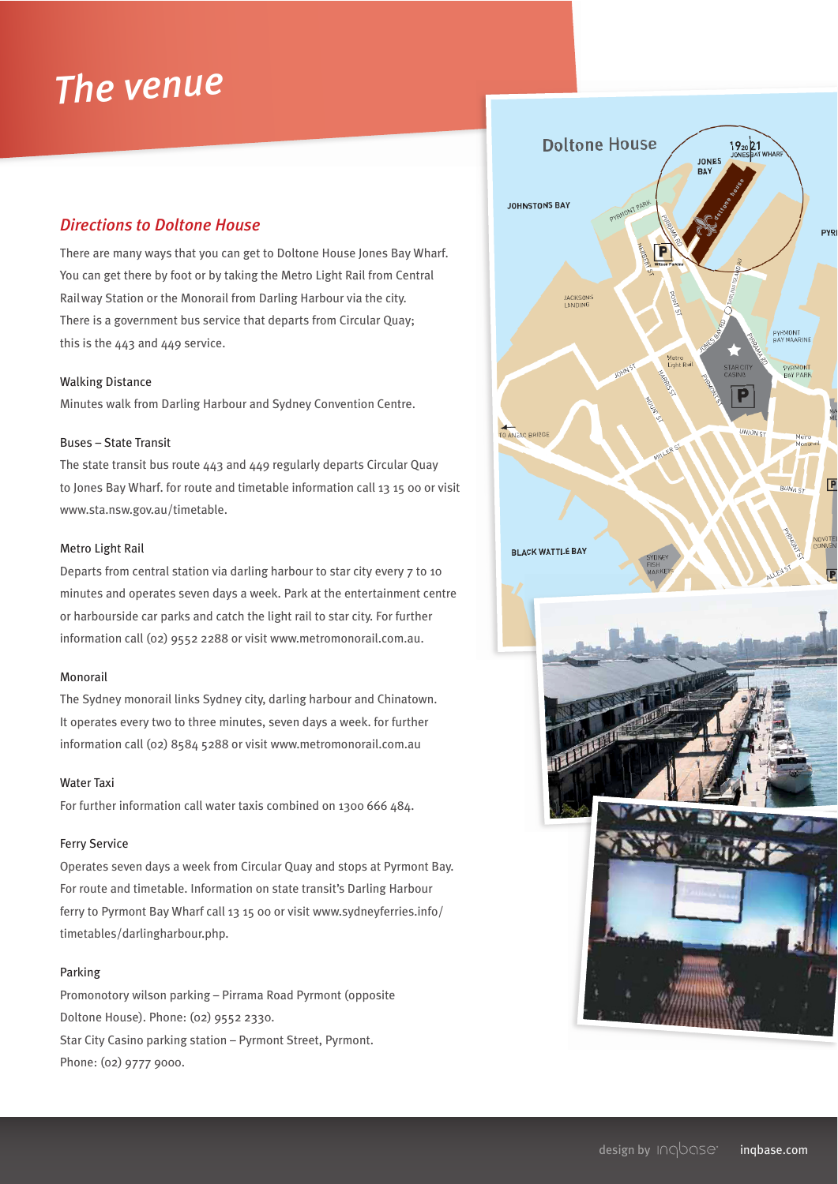# The venue

## Directions to Doltone House

There are many ways that you can get to Doltone House Jones Bay Wharf. You can get there by foot or by taking the Metro Light Rail from Central Railway Station or the Monorail from Darling Harbour via the city. There is a government bus service that departs from Circular Quay; this is the 443 and 449 service.

### Walking Distance

Minutes walk from Darling Harbour and Sydney Convention Centre.

### Buses – State Transit

The state transit bus route 443 and 449 regularly departs Circular Quay to Jones Bay Wharf. for route and timetable information call 13 15 00 or visit www.sta.nsw.gov.au/timetable.

### Metro Light Rail

Departs from central station via darling harbour to star city every 7 to 10 minutes and operates seven days a week. Park at the entertainment centre or harbourside car parks and catch the light rail to star city. For further information call (02) 9552 2288 or visit www.metromonorail.com.au.

### Monorail

The Sydney monorail links Sydney city, darling harbour and Chinatown. It operates every two to three minutes, seven days a week. for further information call (02) 8584 5288 or visit www.metromonorail.com.au

### Water Taxi

For further information call water taxis combined on 1300 666 484.

### Ferry Service

Operates seven days a week from Circular Quay and stops at Pyrmont Bay. For route and timetable. Information on state transit's Darling Harbour ferry to Pyrmont Bay Wharf call 13 15 00 or visit www.sydneyferries.info/timetables/darlingharbour.php.

### Parking

Promonotory wilson parking – Pirrama Road Pyrmont (opposite Doltone House). Phone: (02) 9552 2330.
Star City Casino parking station – Pyrmont Street, Pyrmont. Phone: (02) 9777 9000.

Doltone House